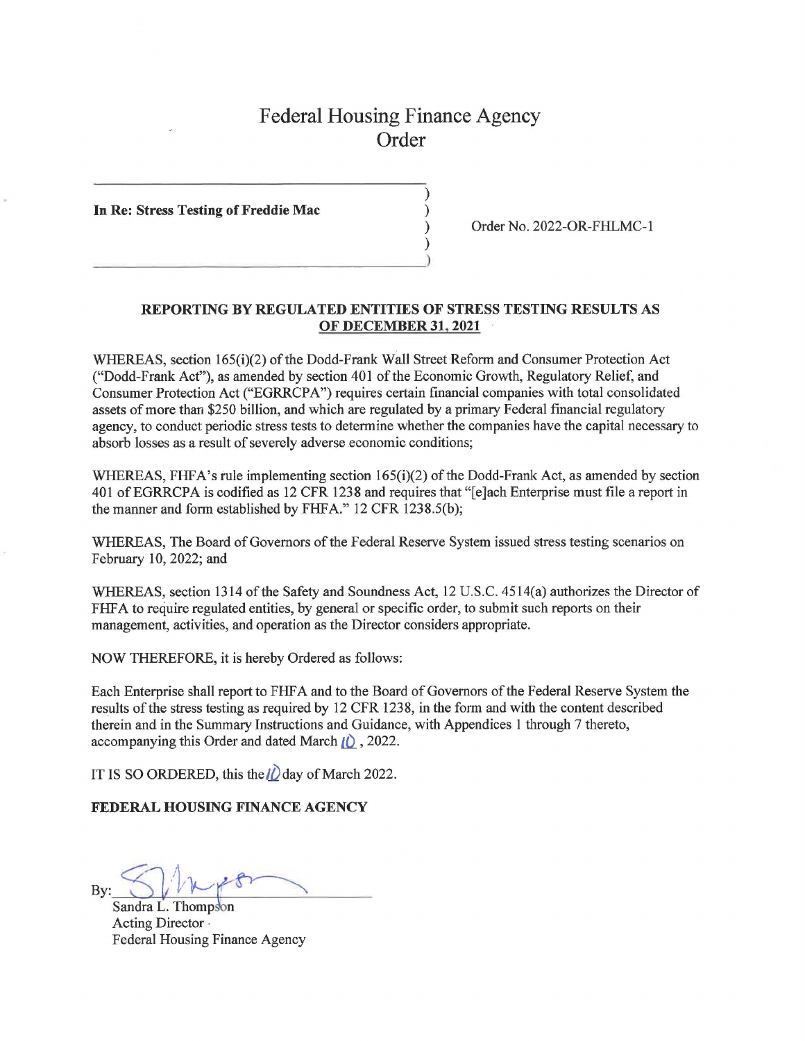# Federal Housing Finance Agency
# Order

**In Re: Stress Testing of Freddie Mac**

Order No. 2022-OR-FHLMC-1

**REPORTING BY REGULATED ENTITIES OF STRESS TESTING RESULTS AS OF DECEMBER 31, 2021**

WHEREAS, section 165(i)(2) of the Dodd-Frank Wall Street Reform and Consumer Protection Act ("Dodd-Frank Act"), as amended by section 401 of the Economic Growth, Regulatory Relief, and Consumer Protection Act ("EGRRCPA") requires certain financial companies with total consolidated assets of more than $250 billion, and which are regulated by a primary Federal financial regulatory agency, to conduct periodic stress tests to determine whether the companies have the capital necessary to absorb losses as a result of severely adverse economic conditions;

WHEREAS, FHFA's rule implementing section 165(i)(2) of the Dodd-Frank Act, as amended by section 401 of EGRRCPA is codified as 12 CFR 1238 and requires that "[e]ach Enterprise must file a report in the manner and form established by FHFA." 12 CFR 1238.5(b);

WHEREAS, The Board of Governors of the Federal Reserve System issued stress testing scenarios on February 10, 2022; and

WHEREAS, section 1314 of the Safety and Soundness Act, 12 U.S.C. 4514(a) authorizes the Director of FHFA to require regulated entities, by general or specific order, to submit such reports on their management, activities, and operation as the Director considers appropriate.

NOW THEREFORE, it is hereby Ordered as follows:

Each Enterprise shall report to FHFA and to the Board of Governors of the Federal Reserve System the results of the stress testing as required by 12 CFR 1238, in the form and with the content described therein and in the Summary Instructions and Guidance, with Appendices 1 through 7 thereto, accompanying this Order and dated March 10, 2022.

IT IS SO ORDERED, this the 10 day of March 2022.

**FEDERAL HOUSING FINANCE AGENCY**

By: 
Sandra L. Thompson
Acting Director
Federal Housing Finance Agency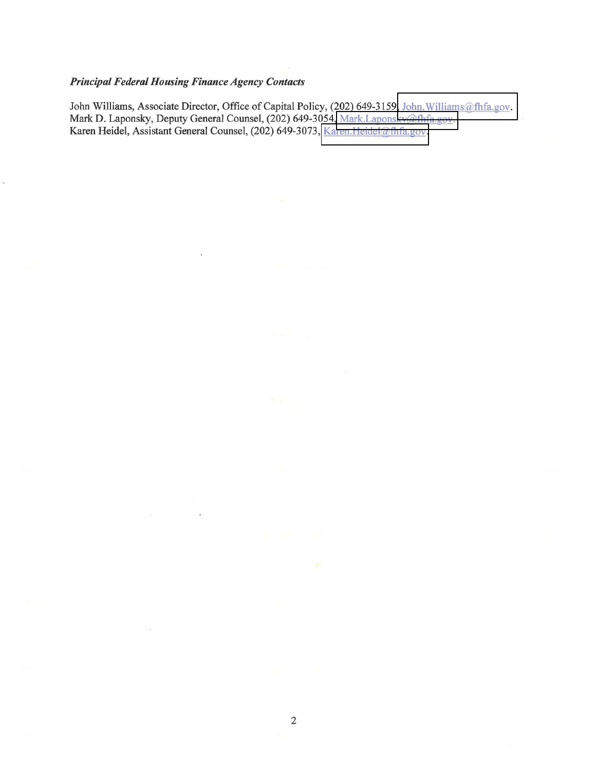***Principal Federal Housing Finance Agency Contacts***

John Williams, Associate Director, Office of Capital Policy, (202) 649-3159, John.Williams@fhfa.gov.
Mark D. Laponsky, Deputy General Counsel, (202) 649-3054, Mark.Laponsky@fhfa.gov.
Karen Heidel, Assistant General Counsel, (202) 649-3073, Karen.Heidel@fhfa.gov.